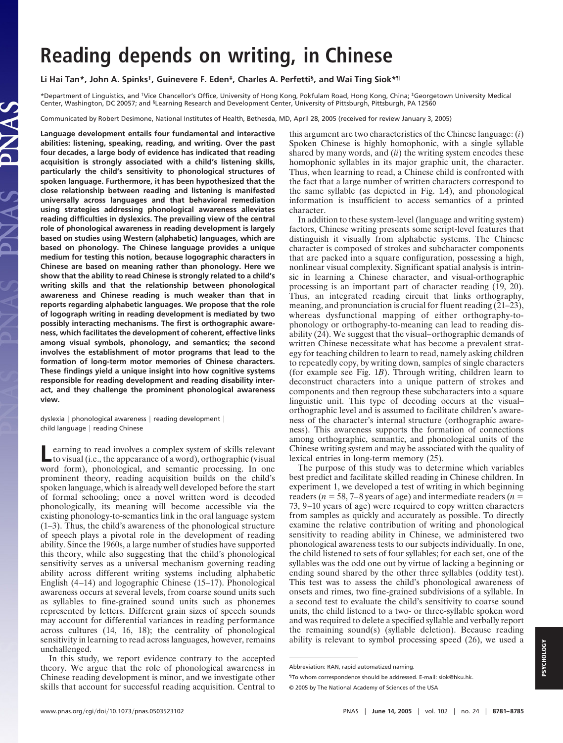# Reading depends on writing, in Chinese

**Li Hai Tan*, John A. Spinks†, Guinevere F. Eden‡, Charles A. Perfetti§, and Wai Ting Siok*¶**

*Department of Linguistics, and †Vice Chancellor's Office, University of Hong Kong, Pokfulam Road, Hong Kong, China; ‡Georgetown University Medical Center, Washington, DC 20057; and §Learning Research and Development Center, University of Pittsburgh, Pittsburgh, PA 12560

Communicated by Robert Desimone, National Institutes of Health, Bethesda, MD, April 28, 2005 (received for review January 3, 2005)

**Language development entails four fundamental and interactive abilities: listening, speaking, reading, and writing. Over the past four decades, a large body of evidence has indicated that reading acquisition is strongly associated with a child's listening skills, particularly the child's sensitivity to phonological structures of spoken language. Furthermore, it has been hypothesized that the close relationship between reading and listening is manifested universally across languages and that behavioral remediation using strategies addressing phonological awareness alleviates reading difficulties in dyslexics. The prevailing view of the central role of phonological awareness in reading development is largely based on studies using Western (alphabetic) languages, which are based on phonology. The Chinese language provides a unique medium for testing this notion, because logographic characters in Chinese are based on meaning rather than phonology. Here we show that the ability to read Chinese is strongly related to a child's writing skills and that the relationship between phonological awareness and Chinese reading is much weaker than that in reports regarding alphabetic languages. We propose that the role of logograph writing in reading development is mediated by two possibly interacting mechanisms. The first is orthographic awareness, which facilitates the development of coherent, effective links among visual symbols, phonology, and semantics; the second involves the establishment of motor programs that lead to the formation of long-term motor memories of Chinese characters. These findings yield a unique insight into how cognitive systems responsible for reading development and reading disability interact, and they challenge the prominent phonological awareness view.**

dyslexia | phonological awareness | reading development | child language | reading Chinese

Learning to read involves a complex system of skills relevant to visual (i.e., the appearance of a word), orthographic (visual word form), phonological, and semantic processing. In one prominent theory, reading acquisition builds on the child's spoken language, which is already well developed before the start of formal schooling; once a novel written word is decoded phonologically, its meaning will become accessible via the existing phonology-to-semantics link in the oral language system (1–3). Thus, the child's awareness of the phonological structure of speech plays a pivotal role in the development of reading ability. Since the 1960s, a large number of studies have supported this theory, while also suggesting that the child's phonological sensitivity serves as a universal mechanism governing reading ability across different writing systems including alphabetic English (4–14) and logographic Chinese (15–17). Phonological awareness occurs at several levels, from coarse sound units such as syllables to fine-grained sound units such as phonemes represented by letters. Different grain sizes of speech sounds may account for differential variances in reading performance across cultures (14, 16, 18); the centrality of phonological sensitivity in learning to read across languages, however, remains unchallenged.

In this study, we report evidence contrary to the accepted theory. We argue that the role of phonological awareness in Chinese reading development is minor, and we investigate other skills that account for successful reading acquisition. Central to this argument are two characteristics of the Chinese language: (*i*) Spoken Chinese is highly homophonic, with a single syllable shared by many words, and (*ii*) the writing system encodes these homophonic syllables in its major graphic unit, the character. Thus, when learning to read, a Chinese child is confronted with the fact that a large number of written characters correspond to the same syllable (as depicted in Fig. 1*A*), and phonological information is insufficient to access semantics of a printed character.

In addition to these system-level (language and writing system) factors, Chinese writing presents some script-level features that distinguish it visually from alphabetic systems. The Chinese character is composed of strokes and subcharacter components that are packed into a square configuration, possessing a high, nonlinear visual complexity. Significant spatial analysis is intrinsic in learning a Chinese character, and visual-orthographic processing is an important part of character reading (19, 20). Thus, an integrated reading circuit that links orthography, meaning, and pronunciation is crucial for fluent reading (21–23), whereas dysfunctional mapping of either orthography-to-phonology or orthography-to-meaning can lead to reading disability (24). We suggest that the visual–orthographic demands of written Chinese necessitate what has become a prevalent strategy for teaching children to learn to read, namely asking children to repeatedly copy, by writing down, samples of single characters (for example see Fig. 1*B*). Through writing, children learn to deconstruct characters into a unique pattern of strokes and components and then regroup these subcharacters into a square linguistic unit. This type of decoding occurs at the visual–orthographic level and is assumed to facilitate children's awareness of the character's internal structure (orthographic awareness). This awareness supports the formation of connections among orthographic, semantic, and phonological units of the Chinese writing system and may be associated with the quality of lexical entries in long-term memory (25).

The purpose of this study was to determine which variables best predict and facilitate skilled reading in Chinese children. In experiment 1, we developed a test of writing in which beginning readers ($n$ = 58, 7–8 years of age) and intermediate readers ($n$ = 73, 9–10 years of age) were required to copy written characters from samples as quickly and accurately as possible. To directly examine the relative contribution of writing and phonological sensitivity to reading ability in Chinese, we administered two phonological awareness tests to our subjects individually. In one, the child listened to sets of four syllables; for each set, one of the syllables was the odd one out by virtue of lacking a beginning or ending sound shared by the other three syllables (oddity test). This test was to assess the child's phonological awareness of onsets and rimes, two fine-grained subdivisions of a syllable. In a second test to evaluate the child's sensitivity to coarse sound units, the child listened to a two- or three-syllable spoken word and was required to delete a specified syllable and verbally report the remaining sound(s) (syllable deletion). Because reading ability is relevant to symbol processing speed (26), we used a

Abbreviation: RAN, rapid automatized naming.

¶To whom correspondence should be addressed. E-mail: siok@hku.hk.

© 2005 by The National Academy of Sciences of the USA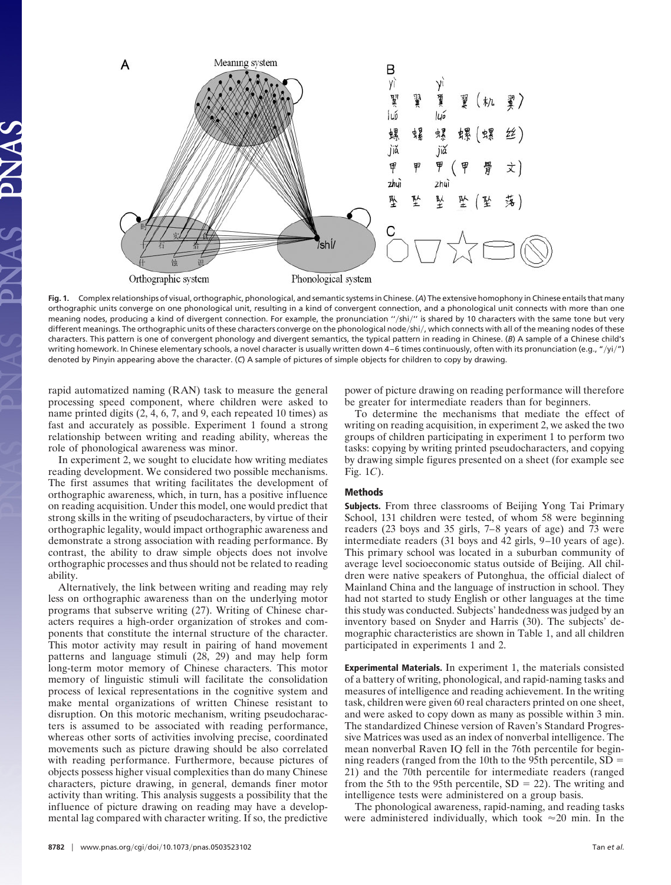**Fig. 1.** Complex relationships of visual, orthographic, phonological, and semantic systems in Chinese. (*A*) The extensive homophony in Chinese entails that many orthographic units converge on one phonological unit, resulting in a kind of convergent connection, and a phonological unit connects with more than one meaning nodes, producing a kind of divergent connection. For example, the pronunciation "/shi/" is shared by 10 characters with the same tone but very different meanings. The orthographic units of these characters converge on the phonological node/shi/, which connects with all of the meaning nodes of these characters. This pattern is one of convergent phonology and divergent semantics, the typical pattern in reading in Chinese. (*B*) A sample of a Chinese child's writing homework. In Chinese elementary schools, a novel character is usually written down 4–6 times continuously, often with its pronunciation (e.g., "/yi/") denoted by Pinyin appearing above the character. (*C*) A sample of pictures of simple objects for children to copy by drawing.

rapid automatized naming (RAN) task to measure the general processing speed component, where children were asked to name printed digits (2, 4, 6, 7, and 9, each repeated 10 times) as fast and accurately as possible. Experiment 1 found a strong relationship between writing and reading ability, whereas the role of phonological awareness was minor.

In experiment 2, we sought to elucidate how writing mediates reading development. We considered two possible mechanisms. The first assumes that writing facilitates the development of orthographic awareness, which, in turn, has a positive influence on reading acquisition. Under this model, one would predict that strong skills in the writing of pseudocharacters, by virtue of their orthographic legality, would impact orthographic awareness and demonstrate a strong association with reading performance. By contrast, the ability to draw simple objects does not involve orthographic processes and thus should not be related to reading ability.

Alternatively, the link between writing and reading may rely less on orthographic awareness than on the underlying motor programs that subserve writing (27). Writing of Chinese characters requires a high-order organization of strokes and components that constitute the internal structure of the character. This motor activity may result in pairing of hand movement patterns and language stimuli (28, 29) and may help form long-term motor memory of Chinese characters. This motor memory of linguistic stimuli will facilitate the consolidation process of lexical representations in the cognitive system and make mental organizations of written Chinese resistant to disruption. On this motoric mechanism, writing pseudocharacters is assumed to be associated with reading performance, whereas other sorts of activities involving precise, coordinated movements such as picture drawing should be also correlated with reading performance. Furthermore, because pictures of objects possess higher visual complexities than do many Chinese characters, picture drawing, in general, demands finer motor activity than writing. This analysis suggests a possibility that the influence of picture drawing on reading may have a developmental lag compared with character writing. If so, the predictive power of picture drawing on reading performance will therefore be greater for intermediate readers than for beginners.

To determine the mechanisms that mediate the effect of writing on reading acquisition, in experiment 2, we asked the two groups of children participating in experiment 1 to perform two tasks: copying by writing printed pseudocharacters, and copying by drawing simple figures presented on a sheet (for example see Fig. 1*C*).

## Methods

**Subjects.** From three classrooms of Beijing Yong Tai Primary School, 131 children were tested, of whom 58 were beginning readers (23 boys and 35 girls, 7–8 years of age) and 73 were intermediate readers (31 boys and 42 girls, 9–10 years of age). This primary school was located in a suburban community of average level socioeconomic status outside of Beijing. All children were native speakers of Putonghua, the official dialect of Mainland China and the language of instruction in school. They had not started to study English or other languages at the time this study was conducted. Subjects' handedness was judged by an inventory based on Snyder and Harris (30). The subjects' demographic characteristics are shown in Table 1, and all children participated in experiments 1 and 2.

**Experimental Materials.** In experiment 1, the materials consisted of a battery of writing, phonological, and rapid-naming tasks and measures of intelligence and reading achievement. In the writing task, children were given 60 real characters printed on one sheet, and were asked to copy down as many as possible within 3 min. The standardized Chinese version of Raven's Standard Progressive Matrices was used as an index of nonverbal intelligence. The mean nonverbal Raven IQ fell in the 76th percentile for beginning readers (ranged from the 10th to the 95th percentile, SD = 21) and the 70th percentile for intermediate readers (ranged from the 5th to the 95th percentile, SD = 22). The writing and intelligence tests were administered on a group basis.

The phonological awareness, rapid-naming, and reading tasks were administered individually, which took ≈20 min. In the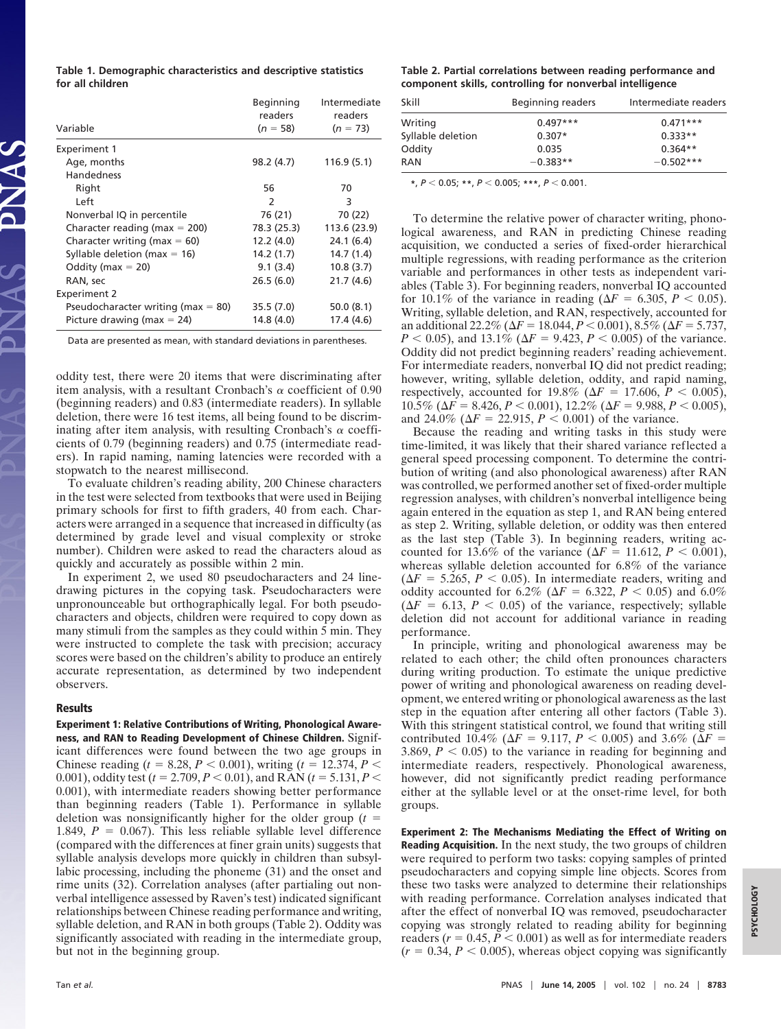**Table 1. Demographic characteristics and descriptive statistics for all children**

| Variable | Beginning readers ($n$ = 58) | Intermediate readers ($n$ = 73) |
|---|---|---|
| Experiment 1 | | |
| Age, months | 98.2 (4.7) | 116.9 (5.1) |
| Handedness | | |
| Right | 56 | 70 |
| Left | 2 | 3 |
| Nonverbal IQ in percentile | 76 (21) | 70 (22) |
| Character reading (max = 200) | 78.3 (25.3) | 113.6 (23.9) |
| Character writing (max = 60) | 12.2 (4.0) | 24.1 (6.4) |
| Syllable deletion (max = 16) | 14.2 (1.7) | 14.7 (1.4) |
| Oddity (max = 20) | 9.1 (3.4) | 10.8 (3.7) |
| RAN, sec | 26.5 (6.0) | 21.7 (4.6) |
| Experiment 2 | | |
| Pseudocharacter writing (max = 80) | 35.5 (7.0) | 50.0 (8.1) |
| Picture drawing (max = 24) | 14.8 (4.0) | 17.4 (4.6) |

Data are presented as mean, with standard deviations in parentheses.

oddity test, there were 20 items that were discriminating after item analysis, with a resultant Cronbach's $\alpha$ coefficient of 0.90 (beginning readers) and 0.83 (intermediate readers). In syllable deletion, there were 16 test items, all being found to be discriminating after item analysis, with resulting Cronbach's $\alpha$ coefficients of 0.79 (beginning readers) and 0.75 (intermediate readers). In rapid naming, naming latencies were recorded with a stopwatch to the nearest millisecond.

To evaluate children's reading ability, 200 Chinese characters in the test were selected from textbooks that were used in Beijing primary schools for first to fifth graders, 40 from each. Characters were arranged in a sequence that increased in difficulty (as determined by grade level and visual complexity or stroke number). Children were asked to read the characters aloud as quickly and accurately as possible within 2 min.

In experiment 2, we used 80 pseudocharacters and 24 line-drawing pictures in the copying task. Pseudocharacters were unpronounceable but orthographically legal. For both pseudocharacters and objects, children were required to copy down as many stimuli from the samples as they could within 5 min. They were instructed to complete the task with precision; accuracy scores were based on the children's ability to produce an entirely accurate representation, as determined by two independent observers.

## Results

**Experiment 1: Relative Contributions of Writing, Phonological Awareness, and RAN to Reading Development of Chinese Children.** Significant differences were found between the two age groups in Chinese reading ($t$ = 8.28, $P < 0.001$), writing ($t$ = 12.374, $P < 0.001$), oddity test ($t$ = 2.709, $P < 0.01$), and RAN ($t$ = 5.131, $P < 0.001$), with intermediate readers showing better performance than beginning readers (Table 1). Performance in syllable deletion was nonsignificantly higher for the older group ($t$ = 1.849, $P$ = 0.067). This less reliable syllable level difference (compared with the differences at finer grain units) suggests that syllable analysis develops more quickly in children than subsyllabic processing, including the phoneme (31) and the onset and rime units (32). Correlation analyses (after partialing out nonverbal intelligence assessed by Raven's test) indicated significant relationships between Chinese reading performance and writing, syllable deletion, and RAN in both groups (Table 2). Oddity was significantly associated with reading in the intermediate group, but not in the beginning group.

**Table 2. Partial correlations between reading performance and component skills, controlling for nonverbal intelligence**

| Skill | Beginning readers | Intermediate readers |
|---|---|---|
| Writing | 0.497*** | 0.471*** |
| Syllable deletion | 0.307* | 0.333** |
| Oddity | 0.035 | 0.364** |
| RAN | −0.383** | −0.502*** |

*, $P < 0.05$; **, $P < 0.005$; ***, $P < 0.001$.

To determine the relative power of character writing, phonological awareness, and RAN in predicting Chinese reading acquisition, we conducted a series of fixed-order hierarchical multiple regressions, with reading performance as the criterion variable and performances in other tests as independent variables (Table 3). For beginning readers, nonverbal IQ accounted for 10.1% of the variance in reading ($\Delta F$ = 6.305, $P < 0.05$). Writing, syllable deletion, and RAN, respectively, accounted for an additional 22.2% ($\Delta F$ = 18.044, $P < 0.001$), 8.5% ($\Delta F$ = 5.737, $P < 0.05$), and 13.1% ($\Delta F$ = 9.423, $P < 0.005$) of the variance. Oddity did not predict beginning readers' reading achievement. For intermediate readers, nonverbal IQ did not predict reading; however, writing, syllable deletion, oddity, and rapid naming, respectively, accounted for 19.8% ($\Delta F$ = 17.606, $P < 0.005$), 10.5% ($\Delta F$ = 8.426, $P < 0.001$), 12.2% ($\Delta F$ = 9.988, $P < 0.005$), and 24.0% ($\Delta F$ = 22.915, $P < 0.001$) of the variance.

Because the reading and writing tasks in this study were time-limited, it was likely that their shared variance reflected a general speed processing component. To determine the contribution of writing (and also phonological awareness) after RAN was controlled, we performed another set of fixed-order multiple regression analyses, with children's nonverbal intelligence being again entered in the equation as step 1, and RAN being entered as step 2. Writing, syllable deletion, or oddity was then entered as the last step (Table 3). In beginning readers, writing accounted for 13.6% of the variance ($\Delta F$ = 11.612, $P < 0.001$), whereas syllable deletion accounted for 6.8% of the variance ($\Delta F$ = 5.265, $P < 0.05$). In intermediate readers, writing and oddity accounted for 6.2% ($\Delta F$ = 6.322, $P < 0.05$) and 6.0% ($\Delta F$ = 6.13, $P < 0.05$) of the variance, respectively; syllable deletion did not account for additional variance in reading performance.

In principle, writing and phonological awareness may be related to each other; the child often pronounces characters during writing production. To estimate the unique predictive power of writing and phonological awareness on reading development, we entered writing or phonological awareness as the last step in the equation after entering all other factors (Table 3). With this stringent statistical control, we found that writing still contributed 10.4% ($\Delta F$ = 9.117, $P < 0.005$) and 3.6% ($\Delta F$ = 3.869, $P < 0.05$) to the variance in reading for beginning and intermediate readers, respectively. Phonological awareness, however, did not significantly predict reading performance either at the syllable level or at the onset-rime level, for both groups.

**Experiment 2: The Mechanisms Mediating the Effect of Writing on Reading Acquisition.** In the next study, the two groups of children were required to perform two tasks: copying samples of printed pseudocharacters and copying simple line objects. Scores from these two tasks were analyzed to determine their relationships with reading performance. Correlation analyses indicated that after the effect of nonverbal IQ was removed, pseudocharacter copying was strongly related to reading ability for beginning readers ($r$ = 0.45, $P < 0.001$) as well as for intermediate readers ($r$ = 0.34, $P < 0.005$), whereas object copying was significantly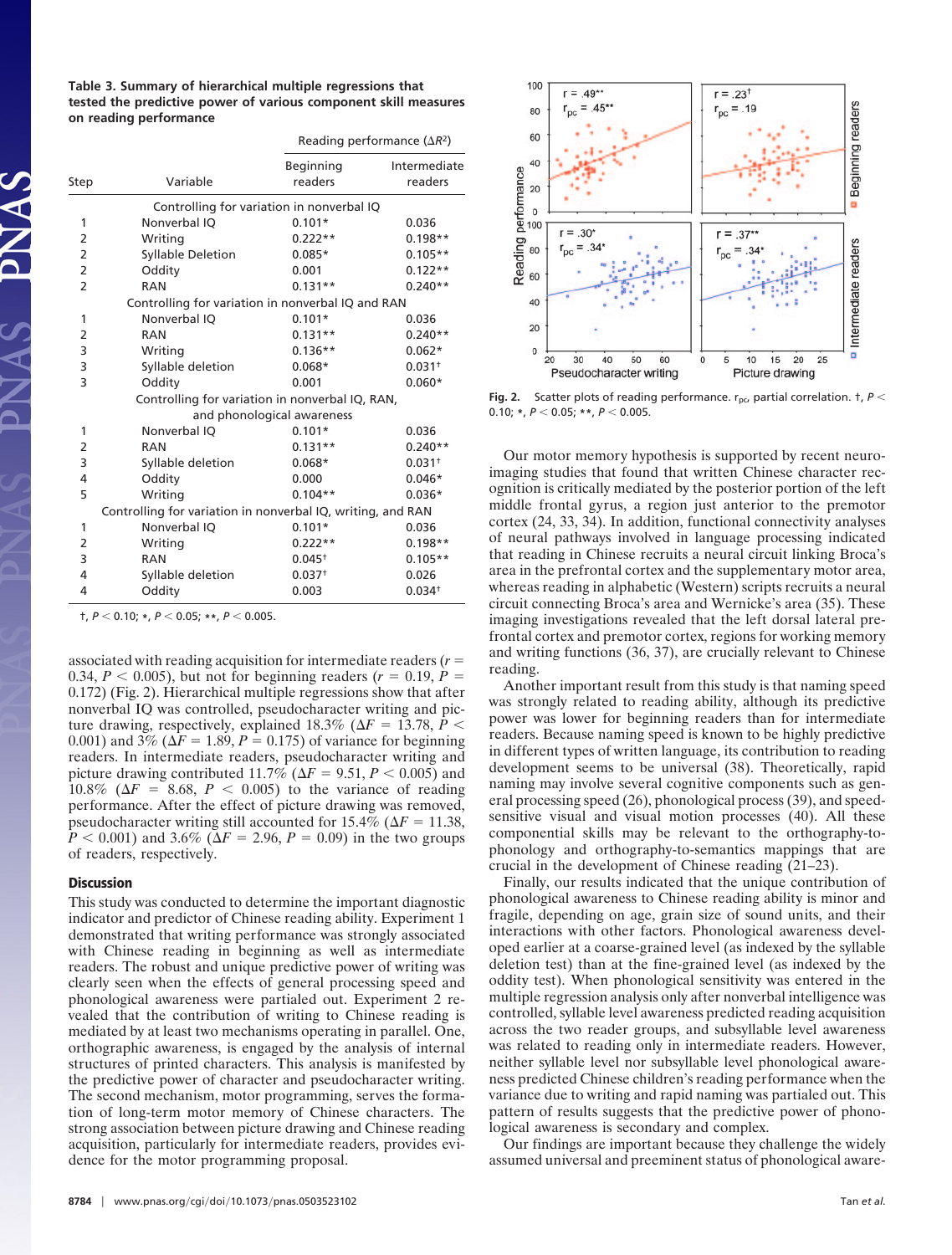**Table 3. Summary of hierarchical multiple regressions that tested the predictive power of various component skill measures on reading performance**

| Step | Variable | Reading performance ($\Delta R^2$) Beginning readers | Intermediate readers |
|---|---|---|---|
| | *Controlling for variation in nonverbal IQ* | | |
| 1 | Nonverbal IQ | 0.101* | 0.036 |
| 2 | Writing | 0.222** | 0.198** |
| 2 | Syllable Deletion | 0.085* | 0.105** |
| 2 | Oddity | 0.001 | 0.122** |
| 2 | RAN | 0.131** | 0.240** |
| | *Controlling for variation in nonverbal IQ and RAN* | | |
| 1 | Nonverbal IQ | 0.101* | 0.036 |
| 2 | RAN | 0.131** | 0.240** |
| 3 | Writing | 0.136** | 0.062* |
| 3 | Syllable deletion | 0.068* | 0.031† |
| 3 | Oddity | 0.001 | 0.060* |
| | *Controlling for variation in nonverbal IQ, RAN, and phonological awareness* | | |
| 1 | Nonverbal IQ | 0.101* | 0.036 |
| 2 | RAN | 0.131** | 0.240** |
| 3 | Syllable deletion | 0.068* | 0.031† |
| 4 | Oddity | 0.000 | 0.046* |
| 5 | Writing | 0.104** | 0.036* |
| | *Controlling for variation in nonverbal IQ, writing, and RAN* | | |
| 1 | Nonverbal IQ | 0.101* | 0.036 |
| 2 | Writing | 0.222** | 0.198** |
| 3 | RAN | 0.045† | 0.105** |
| 4 | Syllable deletion | 0.037† | 0.026 |
| 4 | Oddity | 0.003 | 0.034† |

†, $P < 0.10$; *, $P < 0.05$; **, $P < 0.005$.

Fig. 2. Scatter plots of reading performance. $r_{pc}$, partial correlation. †, $P < 0.10$; *, $P < 0.05$; **, $P < 0.005$.

associated with reading acquisition for intermediate readers ($r = 0.34$, $P < 0.005$), but not for beginning readers ($r = 0.19$, $P = 0.172$) (Fig. 2). Hierarchical multiple regressions show that after nonverbal IQ was controlled, pseudocharacter writing and picture drawing, respectively, explained 18.3% ($\Delta F = 13.78$, $P < 0.001$) and 3% ($\Delta F = 1.89$, $P = 0.175$) of variance for beginning readers. In intermediate readers, pseudocharacter writing and picture drawing contributed 11.7% ($\Delta F = 9.51$, $P < 0.005$) and 10.8% ($\Delta F = 8.68$, $P < 0.005$) to the variance of reading performance. After the effect of picture drawing was removed, pseudocharacter writing still accounted for 15.4% ($\Delta F = 11.38$, $P < 0.001$) and 3.6% ($\Delta F = 2.96$, $P = 0.09$) in the two groups of readers, respectively.

## Discussion

This study was conducted to determine the important diagnostic indicator and predictor of Chinese reading ability. Experiment 1 demonstrated that writing performance was strongly associated with Chinese reading in beginning as well as intermediate readers. The robust and unique predictive power of writing was clearly seen when the effects of general processing speed and phonological awareness were partialed out. Experiment 2 revealed that the contribution of writing to Chinese reading is mediated by at least two mechanisms operating in parallel. One, orthographic awareness, is engaged by the analysis of internal structures of printed characters. This analysis is manifested by the predictive power of character and pseudocharacter writing. The second mechanism, motor programming, serves the formation of long-term motor memory of Chinese characters. The strong association between picture drawing and Chinese reading acquisition, particularly for intermediate readers, provides evidence for the motor programming proposal.

Our motor memory hypothesis is supported by recent neuroimaging studies that found that written Chinese character recognition is critically mediated by the posterior portion of the left middle frontal gyrus, a region just anterior to the premotor cortex (24, 33, 34). In addition, functional connectivity analyses of neural pathways involved in language processing indicated that reading in Chinese recruits a neural circuit linking Broca's area in the prefrontal cortex and the supplementary motor area, whereas reading in alphabetic (Western) scripts recruits a neural circuit connecting Broca's area and Wernicke's area (35). These imaging investigations revealed that the left dorsal lateral prefrontal cortex and premotor cortex, regions for working memory and writing functions (36, 37), are crucially relevant to Chinese reading.

Another important result from this study is that naming speed was strongly related to reading ability, although its predictive power was lower for beginning readers than for intermediate readers. Because naming speed is known to be highly predictive in different types of written language, its contribution to reading development seems to be universal (38). Theoretically, rapid naming may involve several cognitive components such as general processing speed (26), phonological process (39), and speed-sensitive visual and visual motion processes (40). All these componential skills may be relevant to the orthography-to-phonology and orthography-to-semantics mappings that are crucial in the development of Chinese reading (21–23).

Finally, our results indicated that the unique contribution of phonological awareness to Chinese reading ability is minor and fragile, depending on age, grain size of sound units, and their interactions with other factors. Phonological awareness developed earlier at a coarse-grained level (as indexed by the syllable deletion test) than at the fine-grained level (as indexed by the oddity test). When phonological sensitivity was entered in the multiple regression analysis only after nonverbal intelligence was controlled, syllable level awareness predicted reading acquisition across the two reader groups, and subsyllable level awareness was related to reading only in intermediate readers. However, neither syllable level nor subsyllable level phonological awareness predicted Chinese children's reading performance when the variance due to writing and rapid naming was partialed out. This pattern of results suggests that the predictive power of phonological awareness is secondary and complex.

Our findings are important because they challenge the widely assumed universal and preeminent status of phonological aware-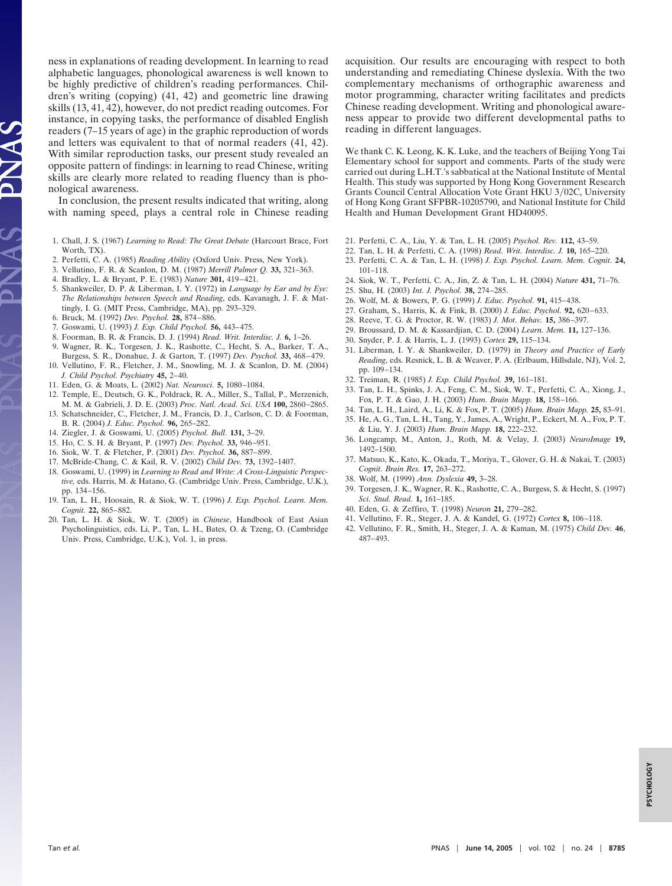ness in explanations of reading development. In learning to read alphabetic languages, phonological awareness is well known to be highly predictive of children's reading performances. Children's writing (copying) (41, 42) and geometric line drawing skills (13, 41, 42), however, do not predict reading outcomes. For instance, in copying tasks, the performance of disabled English readers (7–15 years of age) in the graphic reproduction of words and letters was equivalent to that of normal readers (41, 42). With similar reproduction tasks, our present study revealed an opposite pattern of findings: in learning to read Chinese, writing skills are clearly more related to reading fluency than is phonological awareness.

In conclusion, the present results indicated that writing, along with naming speed, plays a central role in Chinese reading acquisition. Our results are encouraging with respect to both understanding and remediating Chinese dyslexia. With the two complementary mechanisms of orthographic awareness and motor programming, character writing facilitates and predicts Chinese reading development. Writing and phonological awareness appear to provide two different developmental paths to reading in different languages.

We thank C. K. Leong, K. K. Luke, and the teachers of Beijing Yong Tai Elementary school for support and comments. Parts of the study were carried out during L.H.T.'s sabbatical at the National Institute of Mental Health. This study was supported by Hong Kong Government Research Grants Council Central Allocation Vote Grant HKU 3/02C, University of Hong Kong Grant SFPBR-10205790, and National Institute for Child Health and Human Development Grant HD40095.

1. Chall, J. S. (1967) *Learning to Read: The Great Debate* (Harcourt Brace, Fort Worth, TX).
2. Perfetti, C. A. (1985) *Reading Ability* (Oxford Univ. Press, New York).
3. Vellutino, F. R. & Scanlon, D. M. (1987) *Merrill Palmer Q.* **33,** 321–363.
4. Bradley, L. & Bryant, P. E. (1983) *Nature* **301,** 419–421.
5. Shankweiler, D. P. & Liberman, I. Y. (1972) in *Language by Ear and by Eye: The Relationships between Speech and Reading*, eds. Kavanagh, J. F. & Mattingly, I. G. (MIT Press, Cambridge, MA), pp. 293–329.
6. Bruck, M. (1992) *Dev. Psychol.* **28,** 874–886.
7. Goswami, U. (1993) *J. Exp. Child Psychol.* **56,** 443–475.
8. Foorman, B. R. & Francis, D. J. (1994) *Read. Writ. Interdisc. J.* **6,** 1–26.
9. Wagner, R. K., Torgesen, J. K., Rashotte, C., Hecht, S. A., Barker, T. A., Burgess, S. R., Donahue, J. & Garton, T. (1997) *Dev. Psychol.* **33,** 468–479.
10. Vellutino, F. R., Fletcher, J. M., Snowling, M. J. & Scanlon, D. M. (2004) *J. Child Psychol. Psychiatry* **45,** 2–40.
11. Eden, G. & Moats, L. (2002) *Nat. Neurosci.* **5,** 1080–1084.
12. Temple, E., Deutsch, G. K., Poldrack, R. A., Miller, S., Tallal, P., Merzenich, M. M. & Gabrieli, J. D. E. (2003) *Proc. Natl. Acad. Sci. USA* **100,** 2860–2865.
13. Schatschneider, C., Fletcher, J. M., Francis, D. J., Carlson, C. D. & Foorman, B. R. (2004) *J. Educ. Psychol.* **96,** 265–282.
14. Ziegler, J. & Goswami, U. (2005) *Psychol. Bull.* **131,** 3–29.
15. Ho, C. S. H. & Bryant, P. (1997) *Dev. Psychol.* **33,** 946–951.
16. Siok, W. T. & Fletcher, P. (2001) *Dev. Psychol.* **36,** 887–899.
17. McBride-Chang, C. & Kail, R. V. (2002) *Child Dev.* **73,** 1392–1407.
18. Goswami, U. (1999) in *Learning to Read and Write: A Cross-Linguistic Perspective,* eds. Harris, M. & Hatano, G. (Cambridge Univ. Press, Cambridge, U.K.), pp. 134–156.
19. Tan, L. H., Hoosain, R. & Siok, W. T. (1996) *J. Exp. Psychol. Learn. Mem. Cognit.* **22,** 865–882.
20. Tan, L. H. & Siok, W. T. (2005) in *Chinese*, Handbook of East Asian Psycholinguistics, eds. Li, P., Tan, L. H., Bates, O. & Tzeng, O. (Cambridge Univ. Press, Cambridge, U.K.), Vol. 1, in press.
21. Perfetti, C. A., Liu, Y. & Tan, L. H. (2005) *Psychol. Rev.* **112,** 43–59.
22. Tan, L. H. & Perfetti, C. A. (1998) *Read. Writ. Interdisc. J.* **10,** 165–220.
23. Perfetti, C. A. & Tan, L. H. (1998) *J. Exp. Psychol. Learn. Mem. Cognit.* **24,** 101–118.
24. Siok, W. T., Perfetti, C. A., Jin, Z. & Tan, L. H. (2004) *Nature* **431,** 71–76.
25. Shu, H. (2003) *Int. J. Psychol.* **38,** 274–285.
26. Wolf, M. & Bowers, P. G. (1999) *J. Educ. Psychol.* **91,** 415–438.
27. Graham, S., Harris, K. & Fink, B. (2000) *J. Educ. Psychol.* **92,** 620–633.
28. Reeve, T. G. & Proctor, R. W. (1983) *J. Mot. Behav.* **15,** 386–397.
29. Broussard, D. M. & Kassardjian, C. D. (2004) *Learn. Mem.* **11,** 127–136.
30. Snyder, P. J. & Harris, L. J. (1993) *Cortex* **29,** 115–134.
31. Liberman, I. Y. & Shankweiler, D. (1979) in *Theory and Practice of Early Reading*, eds. Resnick, L. B. & Weaver, P. A. (Erlbaum, Hillsdale, NJ), Vol. 2, pp. 109–134.
32. Treiman, R. (1985) *J. Exp. Child Psychol.* **39,** 161–181.
33. Tan, L. H., Spinks, J. A., Feng, C. M., Siok, W. T., Perfetti, C. A., Xiong, J., Fox, P. T. & Gao, J. H. (2003) *Hum. Brain Mapp.* **18,** 158–166.
34. Tan, L. H., Laird, A., Li, K. & Fox, P. T. (2005) *Hum. Brain Mapp.* **25,** 83–91.
35. He, A. G., Tan, L. H., Tang, Y., James, A., Wright, P., Eckert, M. A., Fox, P. T. & Liu, Y. J. (2003) *Hum. Brain Mapp.* **18,** 222–232.
36. Longcamp, M., Anton, J., Roth, M. & Velay, J. (2003) *NeuroImage* **19,** 1492–1500.
37. Matsuo, K., Kato, K., Okada, T., Moriya, T., Glover, G. H. & Nakai, T. (2003) *Cognit. Brain Res.* **17,** 263–272.
38. Wolf, M. (1999) *Ann. Dyslexia* **49,** 3–28.
39. Torgesen, J. K., Wagner, R. K., Rashotte, C. A., Burgess, S. & Hecht, S. (1997) *Sci. Stud. Read.* **1,** 161–185.
40. Eden, G. & Zeffiro, T. (1998) *Neuron* **21,** 279–282.
41. Vellutino, F. R., Steger, J. A. & Kandel, G. (1972) *Cortex* **8,** 106–118.
42. Vellutino, F. R., Smith, H., Steger, J. A. & Kaman, M. (1975) *Child Dev.* **46,** 487–493.